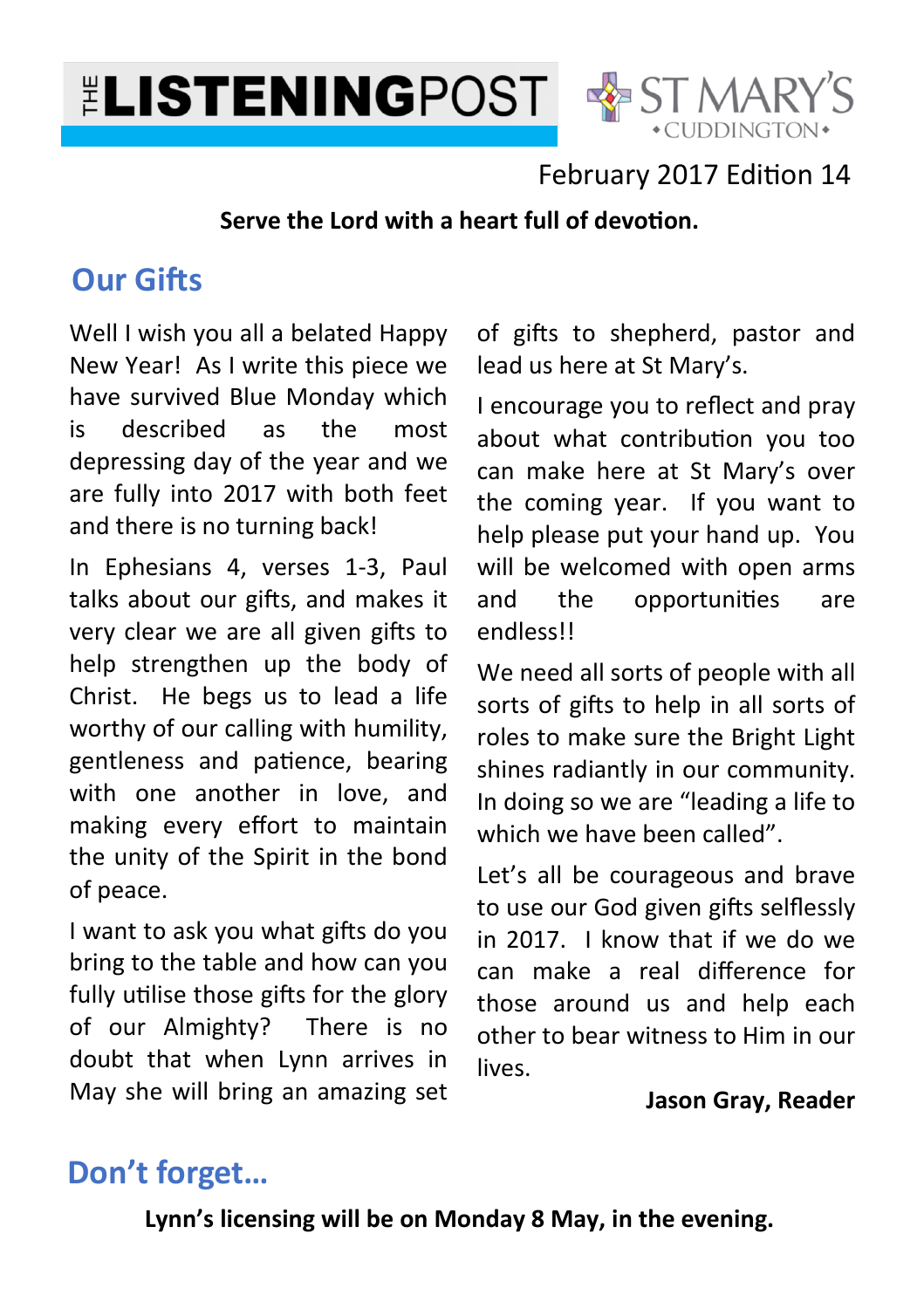# THE LISTENINGPOST

ST MARY'S CUDDINGTON

February 2017 Edition 14

**Serve the Lord with a heart full of devotion.**

## Our Gifts

Well I wish you all a belated Happy New Year! As I write this piece we have survived Blue Monday which is described as the most depressing day of the year and we are fully into 2017 with both feet and there is no turning back!

In Ephesians 4, verses 1-3, Paul talks about our gifts, and makes it very clear we are all given gifts to help strengthen up the body of Christ. He begs us to lead a life worthy of our calling with humility, gentleness and patience, bearing with one another in love, and making every effort to maintain the unity of the Spirit in the bond of peace.

I want to ask you what gifts do you bring to the table and how can you fully utilise those gifts for the glory of our Almighty? There is no doubt that when Lynn arrives in May she will bring an amazing set of gifts to shepherd, pastor and lead us here at St Mary's.

I encourage you to reflect and pray about what contribution you too can make here at St Mary's over the coming year. If you want to help please put your hand up. You will be welcomed with open arms and the opportunities are endless!!

We need all sorts of people with all sorts of gifts to help in all sorts of roles to make sure the Bright Light shines radiantly in our community. In doing so we are "leading a life to which we have been called".

Let's all be courageous and brave to use our God given gifts selflessly in 2017. I know that if we do we can make a real difference for those around us and help each other to bear witness to Him in our lives.

**Jason Gray, Reader**

## Don't forget…

**Lynn's licensing will be on Monday 8 May, in the evening.**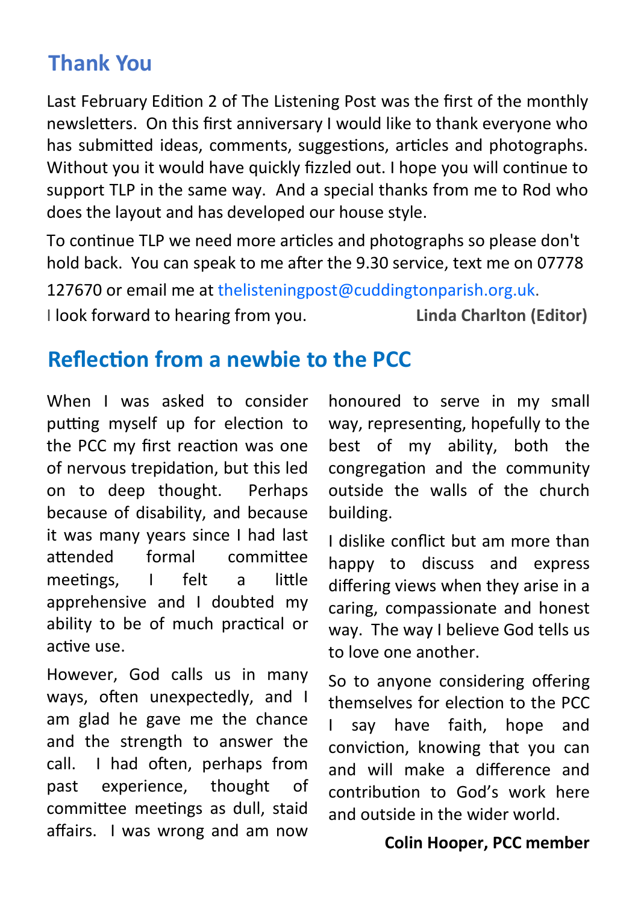## Thank You

Last February Edition 2 of The Listening Post was the first of the monthly newsletters. On this first anniversary I would like to thank everyone who has submitted ideas, comments, suggestions, articles and photographs. Without you it would have quickly fizzled out. I hope you will continue to support TLP in the same way. And a special thanks from me to Rod who does the layout and has developed our house style.

To continue TLP we need more articles and photographs so please don't hold back. You can speak to me after the 9.30 service, text me on 07778 127670 or email me at thelisteningpost@cuddingtonparish.org.uk.

I look forward to hearing from you.

**Linda Charlton (Editor)**

## Reflection from a newbie to the PCC

When I was asked to consider putting myself up for election to the PCC my first reaction was one of nervous trepidation, but this led on to deep thought. Perhaps because of disability, and because it was many years since I had last attended formal committee meetings, I felt a little apprehensive and I doubted my ability to be of much practical or active use.

However, God calls us in many ways, often unexpectedly, and I am glad he gave me the chance and the strength to answer the call. I had often, perhaps from past experience, thought of committee meetings as dull, staid affairs. I was wrong and am now honoured to serve in my small way, representing, hopefully to the best of my ability, both the congregation and the community outside the walls of the church building.

I dislike conflict but am more than happy to discuss and express differing views when they arise in a caring, compassionate and honest way. The way I believe God tells us to love one another.

So to anyone considering offering themselves for election to the PCC I say have faith, hope and conviction, knowing that you can and will make a difference and contribution to God's work here and outside in the wider world.

**Colin Hooper, PCC member**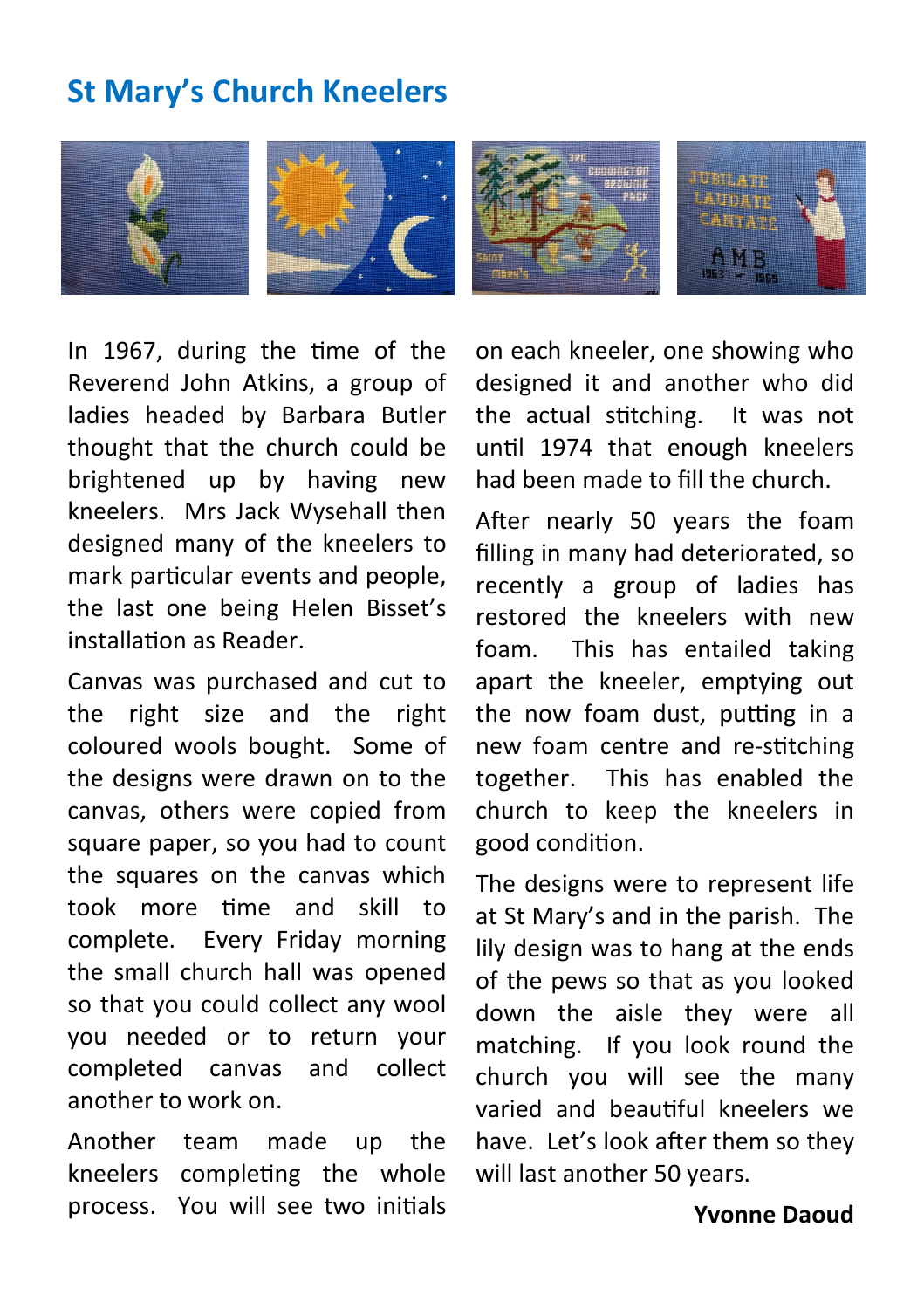# St Mary's Church Kneelers

In 1967, during the time of the Reverend John Atkins, a group of ladies headed by Barbara Butler thought that the church could be brightened up by having new kneelers. Mrs Jack Wysehall then designed many of the kneelers to mark particular events and people, the last one being Helen Bisset's installation as Reader.

Canvas was purchased and cut to the right size and the right coloured wools bought. Some of the designs were drawn on to the canvas, others were copied from square paper, so you had to count the squares on the canvas which took more time and skill to complete. Every Friday morning the small church hall was opened so that you could collect any wool you needed or to return your completed canvas and collect another to work on.

Another team made up the kneelers completing the whole process. You will see two initials on each kneeler, one showing who designed it and another who did the actual stitching. It was not until 1974 that enough kneelers had been made to fill the church.

After nearly 50 years the foam filling in many had deteriorated, so recently a group of ladies has restored the kneelers with new foam. This has entailed taking apart the kneeler, emptying out the now foam dust, putting in a new foam centre and re-stitching together. This has enabled the church to keep the kneelers in good condition.

The designs were to represent life at St Mary's and in the parish. The lily design was to hang at the ends of the pews so that as you looked down the aisle they were all matching. If you look round the church you will see the many varied and beautiful kneelers we have. Let's look after them so they will last another 50 years.

**Yvonne Daoud**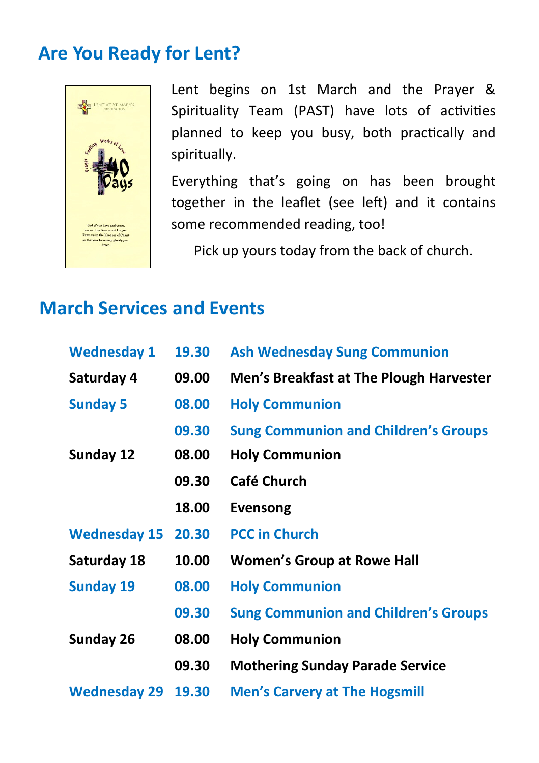## Are You Ready for Lent?

Lent begins on 1st March and the Prayer & Spirituality Team (PAST) have lots of activities planned to keep you busy, both practically and spiritually.

Everything that's going on has been brought together in the leaflet (see left) and it contains some recommended reading, too!

Pick up yours today from the back of church.

## March Services and Events

| | | |
|---|---|---|
| **Wednesday 1** | **19.30** | **Ash Wednesday Sung Communion** |
| **Saturday 4** | **09.00** | **Men's Breakfast at The Plough Harvester** |
| **Sunday 5** | **08.00** | **Holy Communion** |
| | **09.30** | **Sung Communion and Children's Groups** |
| **Sunday 12** | **08.00** | **Holy Communion** |
| | **09.30** | **Café Church** |
| | **18.00** | **Evensong** |
| **Wednesday 15** | **20.30** | **PCC in Church** |
| **Saturday 18** | **10.00** | **Women's Group at Rowe Hall** |
| **Sunday 19** | **08.00** | **Holy Communion** |
| | **09.30** | **Sung Communion and Children's Groups** |
| **Sunday 26** | **08.00** | **Holy Communion** |
| | **09.30** | **Mothering Sunday Parade Service** |
| **Wednesday 29** | **19.30** | **Men's Carvery at The Hogsmill** |